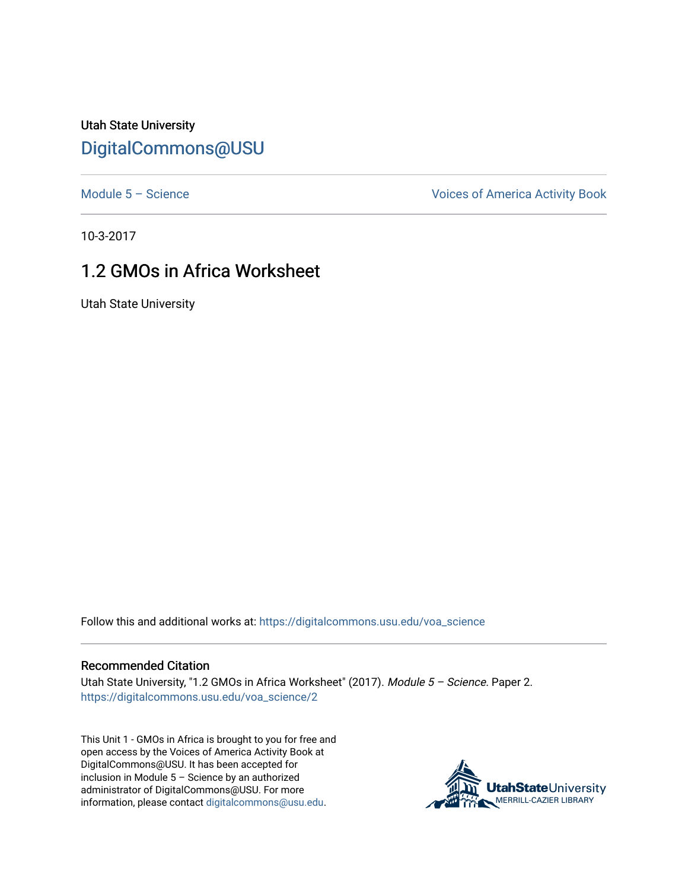Utah State University

DigitalCommons@USU

Module 5 – Science

Voices of America Activity Book

10-3-2017

# 1.2 GMOs in Africa Worksheet

Utah State University

Follow this and additional works at: https://digitalcommons.usu.edu/voa_science

## Recommended Citation

Utah State University, "1.2 GMOs in Africa Worksheet" (2017). *Module 5 – Science.* Paper 2.
https://digitalcommons.usu.edu/voa_science/2

This Unit 1 - GMOs in Africa is brought to you for free and open access by the Voices of America Activity Book at DigitalCommons@USU. It has been accepted for inclusion in Module 5 – Science by an authorized administrator of DigitalCommons@USU. For more information, please contact digitalcommons@usu.edu.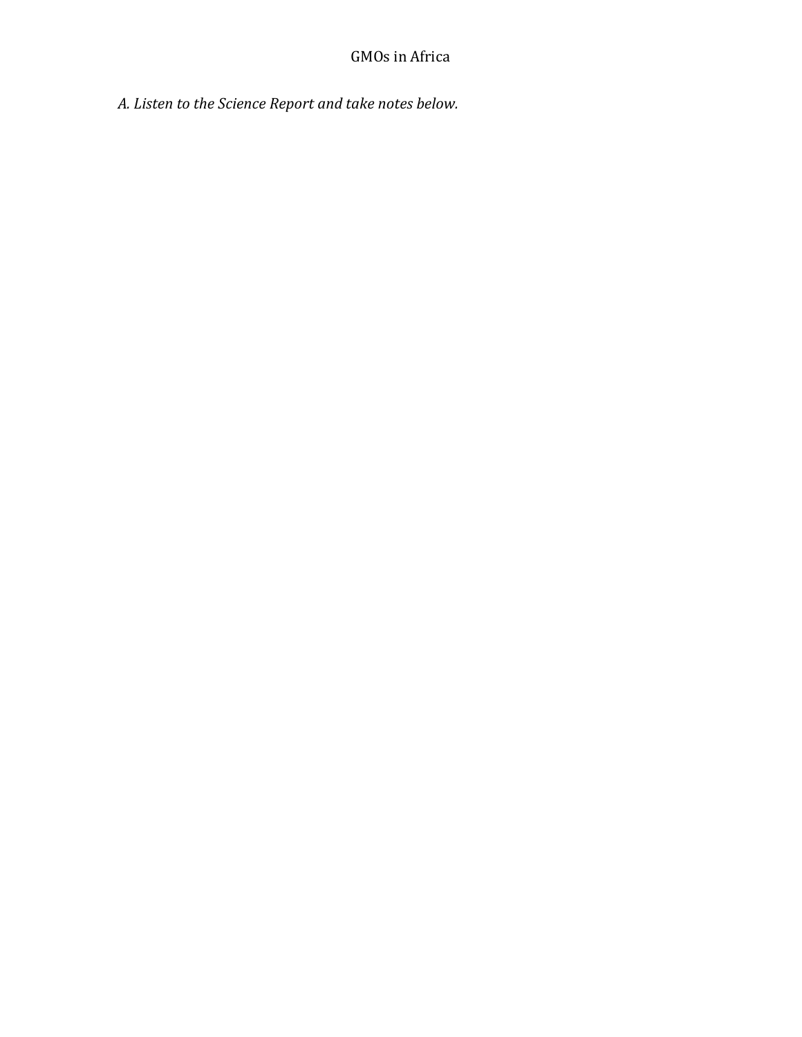GMOs in Africa

*A. Listen to the Science Report and take notes below.*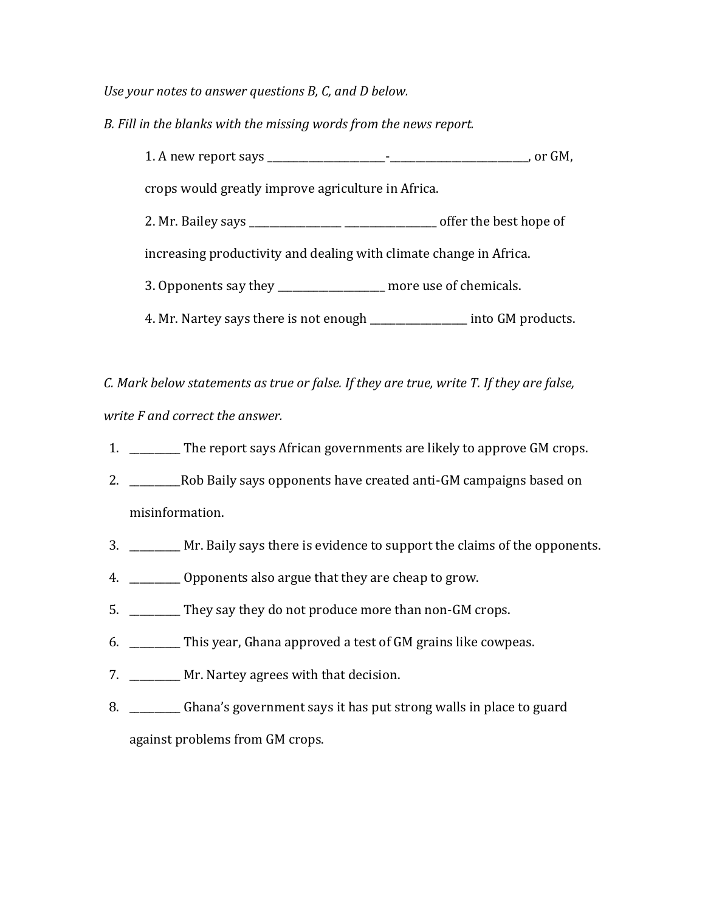*Use your notes to answer questions B, C, and D below.*

*B. Fill in the blanks with the missing words from the news report.*

1. A new report says ______________________-__________________________, or GM, crops would greatly improve agriculture in Africa.
2. Mr. Bailey says _________________ _________________ offer the best hope of increasing productivity and dealing with climate change in Africa.
3. Opponents say they ____________________ more use of chemicals.
4. Mr. Nartey says there is not enough _________________ into GM products.

*C. Mark below statements as true or false. If they are true, write T. If they are false, write F and correct the answer.*

1. _________ The report says African governments are likely to approve GM crops.
2. _________Rob Baily says opponents have created anti-GM campaigns based on misinformation.
3. _________ Mr. Baily says there is evidence to support the claims of the opponents.
4. _________ Opponents also argue that they are cheap to grow.
5. _________ They say they do not produce more than non-GM crops.
6. _________ This year, Ghana approved a test of GM grains like cowpeas.
7. _________ Mr. Nartey agrees with that decision.
8. _________ Ghana's government says it has put strong walls in place to guard against problems from GM crops.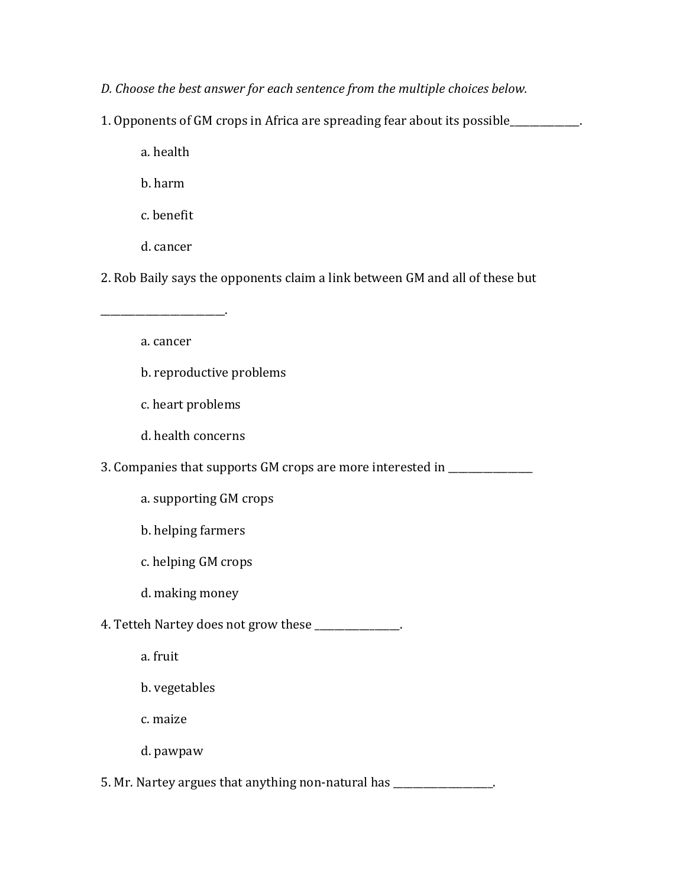*D. Choose the best answer for each sentence from the multiple choices below.*

1. Opponents of GM crops in Africa are spreading fear about its possible______________.

    a. health

    b. harm

    c. benefit

    d. cancer

2. Rob Baily says the opponents claim a link between GM and all of these but

_________________________.

    a. cancer

    b. reproductive problems

    c. heart problems

    d. health concerns

3. Companies that supports GM crops are more interested in _________________

    a. supporting GM crops

    b. helping farmers

    c. helping GM crops

    d. making money

4. Tetteh Nartey does not grow these _________________.

    a. fruit

    b. vegetables

    c. maize

    d. pawpaw

5. Mr. Nartey argues that anything non-natural has ____________________.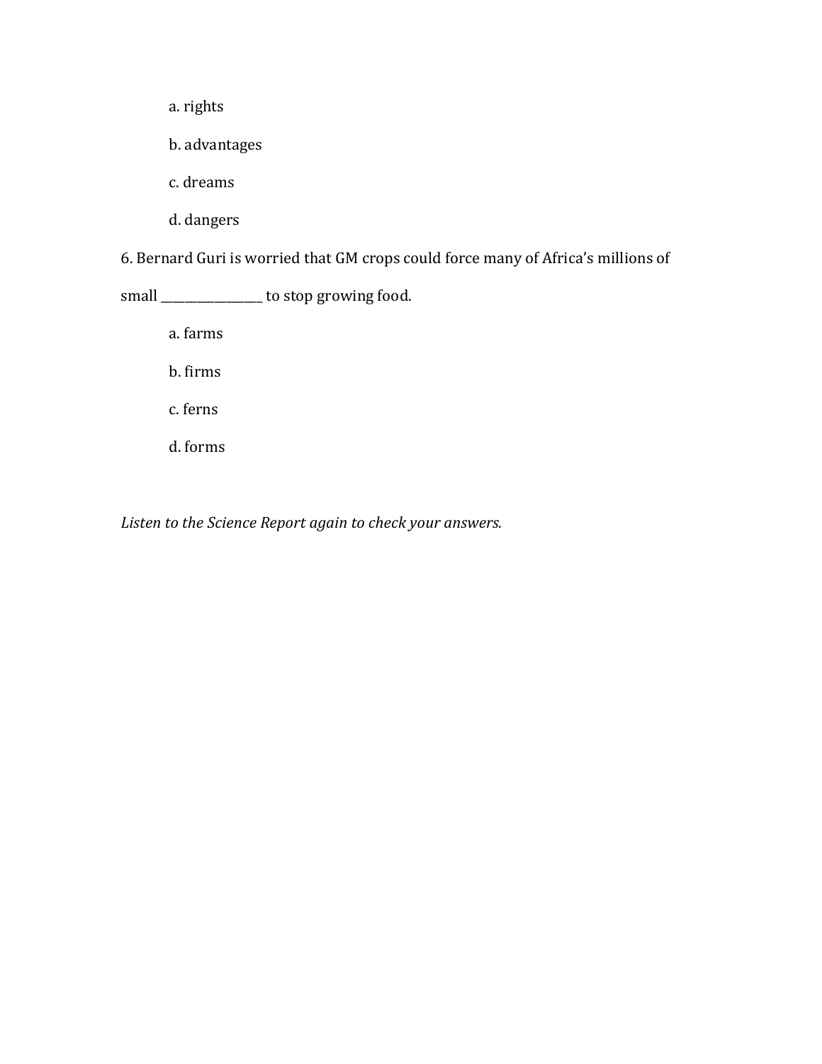a. rights

b. advantages

c. dreams

d. dangers

6. Bernard Guri is worried that GM crops could force many of Africa's millions of small _________________ to stop growing food.

a. farms

b. firms

c. ferns

d. forms

*Listen to the Science Report again to check your answers.*